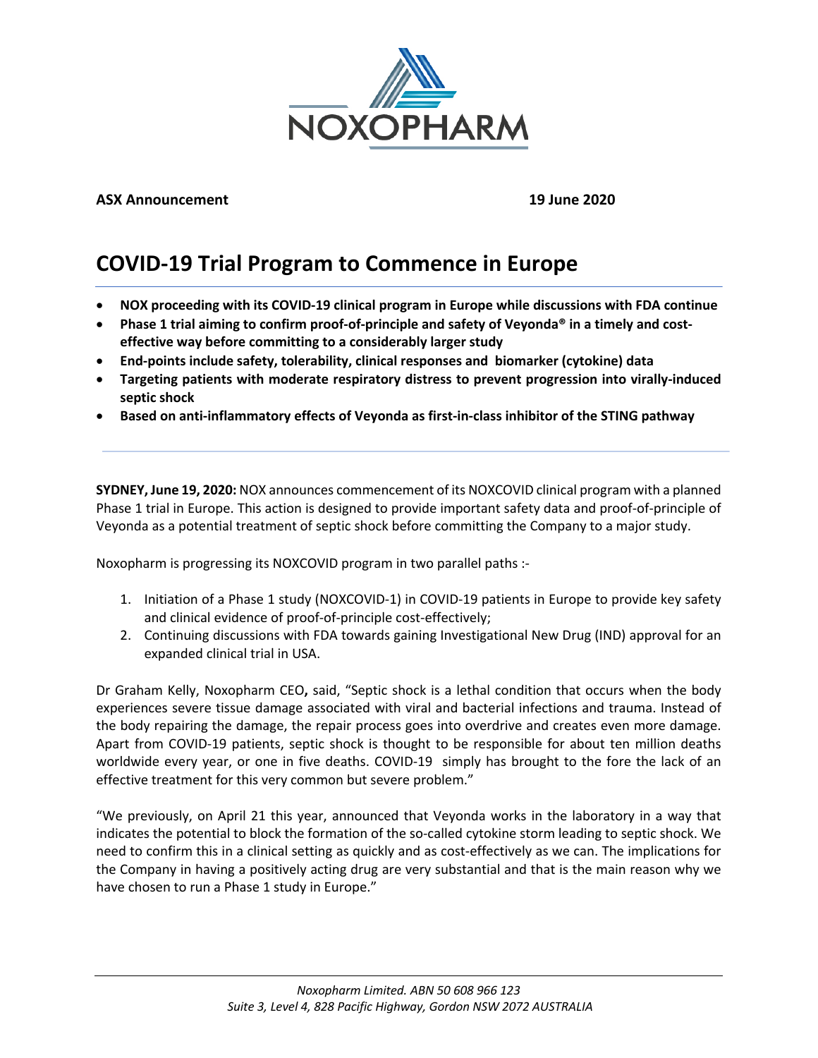NOXOPHARM

**ASX Announcement** **19 June 2020**

# COVID-19 Trial Program to Commence in Europe

- **NOX proceeding with its COVID-19 clinical program in Europe while discussions with FDA continue**
- **Phase 1 trial aiming to confirm proof-of-principle and safety of Veyonda® in a timely and cost-effective way before committing to a considerably larger study**
- **End-points include safety, tolerability, clinical responses and biomarker (cytokine) data**
- **Targeting patients with moderate respiratory distress to prevent progression into virally-induced septic shock**
- **Based on anti-inflammatory effects of Veyonda as first-in-class inhibitor of the STING pathway**

**SYDNEY, June 19, 2020:** NOX announces commencement of its NOXCOVID clinical program with a planned Phase 1 trial in Europe. This action is designed to provide important safety data and proof-of-principle of Veyonda as a potential treatment of septic shock before committing the Company to a major study.

Noxopharm is progressing its NOXCOVID program in two parallel paths :-

1. Initiation of a Phase 1 study (NOXCOVID-1) in COVID-19 patients in Europe to provide key safety and clinical evidence of proof-of-principle cost-effectively;
2. Continuing discussions with FDA towards gaining Investigational New Drug (IND) approval for an expanded clinical trial in USA.

Dr Graham Kelly, Noxopharm CEO**,** said, "Septic shock is a lethal condition that occurs when the body experiences severe tissue damage associated with viral and bacterial infections and trauma. Instead of the body repairing the damage, the repair process goes into overdrive and creates even more damage. Apart from COVID-19 patients, septic shock is thought to be responsible for about ten million deaths worldwide every year, or one in five deaths. COVID-19 simply has brought to the fore the lack of an effective treatment for this very common but severe problem."

"We previously, on April 21 this year, announced that Veyonda works in the laboratory in a way that indicates the potential to block the formation of the so-called cytokine storm leading to septic shock. We need to confirm this in a clinical setting as quickly and as cost-effectively as we can. The implications for the Company in having a positively acting drug are very substantial and that is the main reason why we have chosen to run a Phase 1 study in Europe."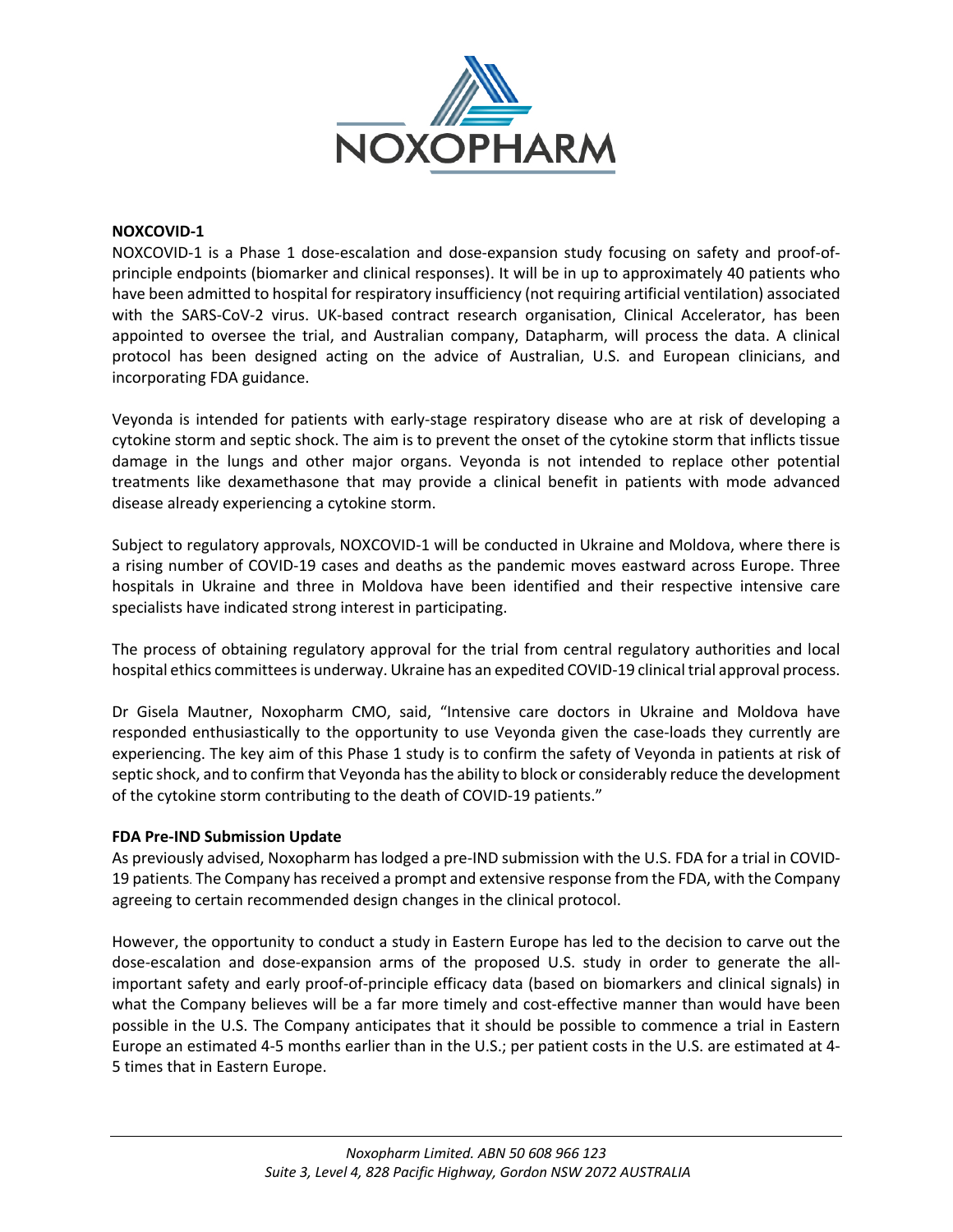**NOXCOVID-1**

NOXCOVID-1 is a Phase 1 dose-escalation and dose-expansion study focusing on safety and proof-of-principle endpoints (biomarker and clinical responses). It will be in up to approximately 40 patients who have been admitted to hospital for respiratory insufficiency (not requiring artificial ventilation) associated with the SARS-CoV-2 virus. UK-based contract research organisation, Clinical Accelerator, has been appointed to oversee the trial, and Australian company, Datapharm, will process the data. A clinical protocol has been designed acting on the advice of Australian, U.S. and European clinicians, and incorporating FDA guidance.

Veyonda is intended for patients with early-stage respiratory disease who are at risk of developing a cytokine storm and septic shock. The aim is to prevent the onset of the cytokine storm that inflicts tissue damage in the lungs and other major organs. Veyonda is not intended to replace other potential treatments like dexamethasone that may provide a clinical benefit in patients with mode advanced disease already experiencing a cytokine storm.

Subject to regulatory approvals, NOXCOVID-1 will be conducted in Ukraine and Moldova, where there is a rising number of COVID-19 cases and deaths as the pandemic moves eastward across Europe. Three hospitals in Ukraine and three in Moldova have been identified and their respective intensive care specialists have indicated strong interest in participating.

The process of obtaining regulatory approval for the trial from central regulatory authorities and local hospital ethics committees is underway. Ukraine has an expedited COVID-19 clinical trial approval process.

Dr Gisela Mautner, Noxopharm CMO, said, "Intensive care doctors in Ukraine and Moldova have responded enthusiastically to the opportunity to use Veyonda given the case-loads they currently are experiencing. The key aim of this Phase 1 study is to confirm the safety of Veyonda in patients at risk of septic shock, and to confirm that Veyonda has the ability to block or considerably reduce the development of the cytokine storm contributing to the death of COVID-19 patients."

**FDA Pre-IND Submission Update**

As previously advised, Noxopharm has lodged a pre-IND submission with the U.S. FDA for a trial in COVID-19 patients. The Company has received a prompt and extensive response from the FDA, with the Company agreeing to certain recommended design changes in the clinical protocol.

However, the opportunity to conduct a study in Eastern Europe has led to the decision to carve out the dose-escalation and dose-expansion arms of the proposed U.S. study in order to generate the all-important safety and early proof-of-principle efficacy data (based on biomarkers and clinical signals) in what the Company believes will be a far more timely and cost-effective manner than would have been possible in the U.S. The Company anticipates that it should be possible to commence a trial in Eastern Europe an estimated 4-5 months earlier than in the U.S.; per patient costs in the U.S. are estimated at 4-5 times that in Eastern Europe.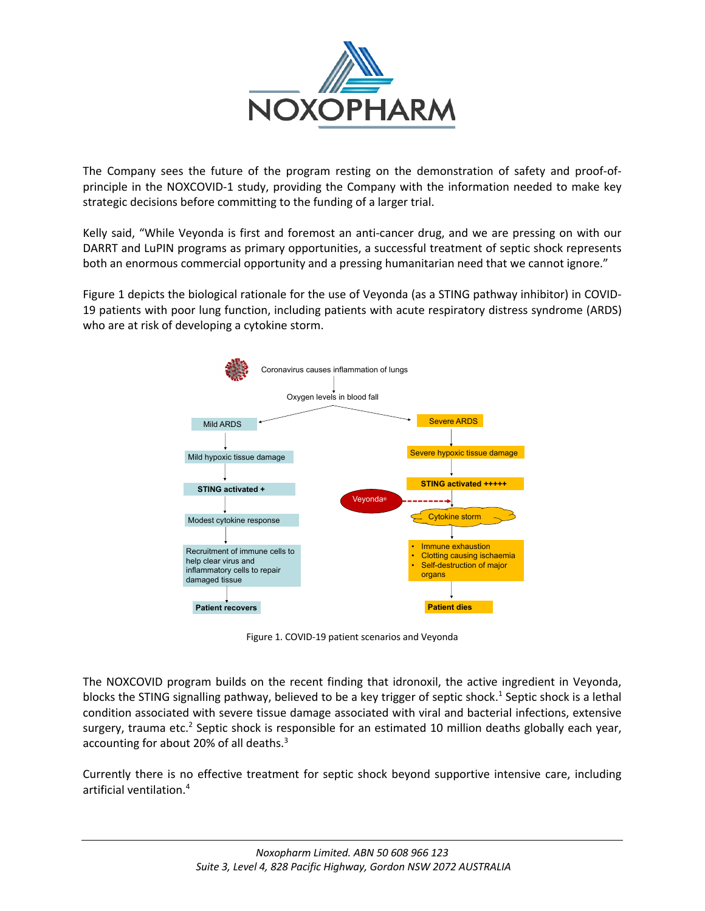The Company sees the future of the program resting on the demonstration of safety and proof-of-principle in the NOXCOVID-1 study, providing the Company with the information needed to make key strategic decisions before committing to the funding of a larger trial.

Kelly said, "While Veyonda is first and foremost an anti-cancer drug, and we are pressing on with our DARRT and LuPIN programs as primary opportunities, a successful treatment of septic shock represents both an enormous commercial opportunity and a pressing humanitarian need that we cannot ignore."

Figure 1 depicts the biological rationale for the use of Veyonda (as a STING pathway inhibitor) in COVID-19 patients with poor lung function, including patients with acute respiratory distress syndrome (ARDS) who are at risk of developing a cytokine storm.

Coronavirus causes inflammation of lungs

Oxygen levels in blood fall

| Mild ARDS | Severe ARDS |
|---|---|
| Mild hypoxic tissue damage | Severe hypoxic tissue damage |
| **STING activated +** | **STING activated +++++** |
| Modest cytokine response | Cytokine storm (blocked by Veyonda®) |
| Recruitment of immune cells to help clear virus and inflammatory cells to repair damaged tissue | • Immune exhaustion<br>• Clotting causing ischaemia<br>• Self-destruction of major organs |
| **Patient recovers** | **Patient dies** |

Figure 1. COVID-19 patient scenarios and Veyonda

The NOXCOVID program builds on the recent finding that idronoxil, the active ingredient in Veyonda, blocks the STING signalling pathway, believed to be a key trigger of septic shock.[1] Septic shock is a lethal condition associated with severe tissue damage associated with viral and bacterial infections, extensive surgery, trauma etc.[2] Septic shock is responsible for an estimated 10 million deaths globally each year, accounting for about 20% of all deaths.[3]

Currently there is no effective treatment for septic shock beyond supportive intensive care, including artificial ventilation.[4]

*Noxopharm Limited. ABN 50 608 966 123*
*Suite 3, Level 4, 828 Pacific Highway, Gordon NSW 2072 AUSTRALIA*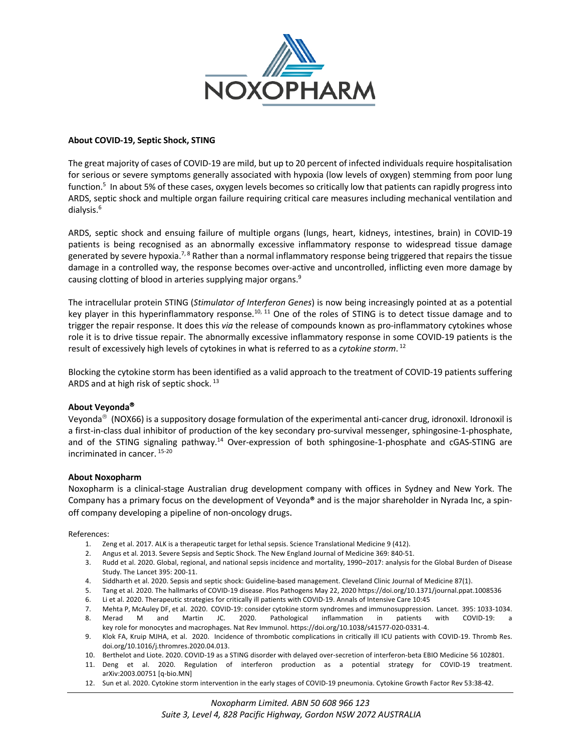**About COVID-19, Septic Shock, STING**

The great majority of cases of COVID-19 are mild, but up to 20 percent of infected individuals require hospitalisation for serious or severe symptoms generally associated with hypoxia (low levels of oxygen) stemming from poor lung function.[5] In about 5% of these cases, oxygen levels becomes so critically low that patients can rapidly progress into ARDS, septic shock and multiple organ failure requiring critical care measures including mechanical ventilation and dialysis.[6]

ARDS, septic shock and ensuing failure of multiple organs (lungs, heart, kidneys, intestines, brain) in COVID-19 patients is being recognised as an abnormally excessive inflammatory response to widespread tissue damage generated by severe hypoxia.[7, 8] Rather than a normal inflammatory response being triggered that repairs the tissue damage in a controlled way, the response becomes over-active and uncontrolled, inflicting even more damage by causing clotting of blood in arteries supplying major organs.[9]

The intracellular protein STING (*Stimulator of Interferon Genes*) is now being increasingly pointed at as a potential key player in this hyperinflammatory response.[10, 11] One of the roles of STING is to detect tissue damage and to trigger the repair response. It does this *via* the release of compounds known as pro-inflammatory cytokines whose role it is to drive tissue repair. The abnormally excessive inflammatory response in some COVID-19 patients is the result of excessively high levels of cytokines in what is referred to as a *cytokine storm*.[12]

Blocking the cytokine storm has been identified as a valid approach to the treatment of COVID-19 patients suffering ARDS and at high risk of septic shock.[13]

**About Veyonda®**

Veyonda® (NOX66) is a suppository dosage formulation of the experimental anti-cancer drug, idronoxil. Idronoxil is a first-in-class dual inhibitor of production of the key secondary pro-survival messenger, sphingosine-1-phosphate, and of the STING signaling pathway.[14] Over-expression of both sphingosine-1-phosphate and cGAS-STING are incriminated in cancer.[15-20]

**About Noxopharm**

Noxopharm is a clinical-stage Australian drug development company with offices in Sydney and New York. The Company has a primary focus on the development of Veyonda® and is the major shareholder in Nyrada Inc, a spin-off company developing a pipeline of non-oncology drugs.

References:

1. Zeng et al. 2017. ALK is a therapeutic target for lethal sepsis. Science Translational Medicine 9 (412).
2. Angus et al. 2013. Severe Sepsis and Septic Shock. The New England Journal of Medicine 369: 840-51.
3. Rudd et al. 2020. Global, regional, and national sepsis incidence and mortality, 1990–2017: analysis for the Global Burden of Disease Study. The Lancet 395: 200-11.
4. Siddharth et al. 2020. Sepsis and septic shock: Guideline-based management. Cleveland Clinic Journal of Medicine 87(1).
5. Tang et al. 2020. The hallmarks of COVID-19 disease. Plos Pathogens May 22, 2020 https://doi.org/10.1371/journal.ppat.1008536
6. Li et al. 2020. Therapeutic strategies for critically ill patients with COVID-19. Annals of Intensive Care 10:45
7. Mehta P, McAuley DF, et al. 2020. COVID-19: consider cytokine storm syndromes and immunosuppression. Lancet. 395: 1033-1034.
8. Merad M and Martin JC. 2020. Pathological inflammation in patients with COVID-19: a key role for monocytes and macrophages. Nat Rev Immunol. https://doi.org/10.1038/s41577-020-0331-4.
9. Klok FA, Kruip MJHA, et al. 2020. Incidence of thrombotic complications in critically ill ICU patients with COVID-19. Thromb Res. doi.org/10.1016/j.thromres.2020.04.013.
10. Berthelot and Liote. 2020. COVID-19 as a STING disorder with delayed over-secretion of interferon-beta EBIO Medicine 56 102801.
11. Deng et al. 2020. Regulation of interferon production as a potential strategy for COVID-19 treatment. arXiv:2003.00751 [q-bio.MN]
12. Sun et al. 2020. Cytokine storm intervention in the early stages of COVID-19 pneumonia. Cytokine Growth Factor Rev 53:38-42.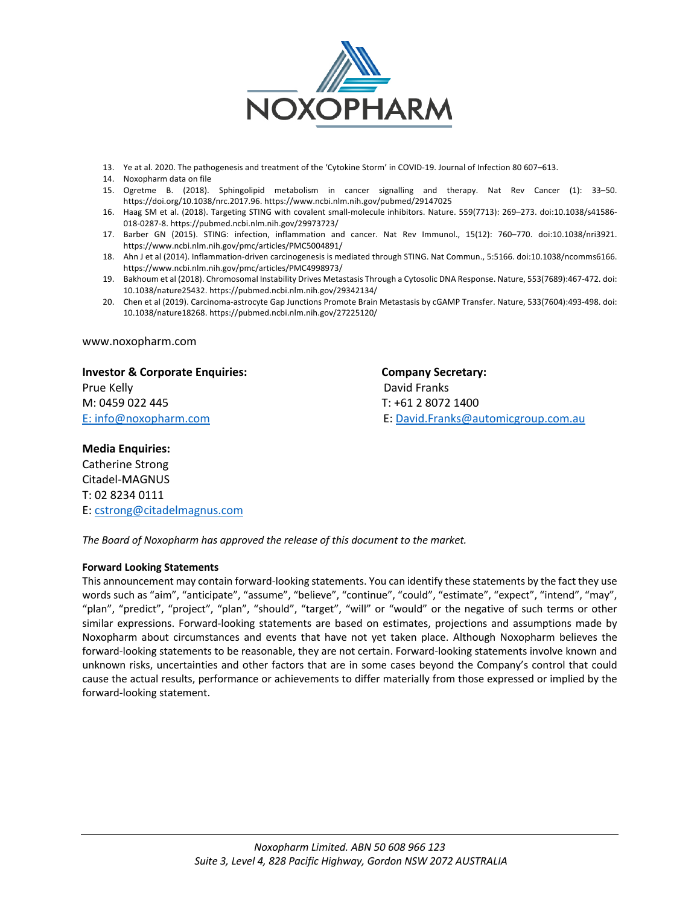13. Ye at al. 2020. The pathogenesis and treatment of the 'Cytokine Storm' in COVID-19. Journal of Infection 80 607–613.
14. Noxopharm data on file
15. Ogretme B. (2018). Sphingolipid metabolism in cancer signalling and therapy. Nat Rev Cancer (1): 33–50. https://doi.org/10.1038/nrc.2017.96. https://www.ncbi.nlm.nih.gov/pubmed/29147025
16. Haag SM et al. (2018). Targeting STING with covalent small-molecule inhibitors. Nature. 559(7713): 269–273. doi:10.1038/s41586-018-0287-8. https://pubmed.ncbi.nlm.nih.gov/29973723/
17. Barber GN (2015). STING: infection, inflammation and cancer. Nat Rev Immunol., 15(12): 760–770. doi:10.1038/nri3921. https://www.ncbi.nlm.nih.gov/pmc/articles/PMC5004891/
18. Ahn J et al (2014). Inflammation-driven carcinogenesis is mediated through STING. Nat Commun., 5:5166. doi:10.1038/ncomms6166. https://www.ncbi.nlm.nih.gov/pmc/articles/PMC4998973/
19. Bakhoum et al (2018). Chromosomal Instability Drives Metastasis Through a Cytosolic DNA Response. Nature, 553(7689):467-472. doi: 10.1038/nature25432. https://pubmed.ncbi.nlm.nih.gov/29342134/
20. Chen et al (2019). Carcinoma-astrocyte Gap Junctions Promote Brain Metastasis by cGAMP Transfer. Nature, 533(7604):493-498. doi: 10.1038/nature18268. https://pubmed.ncbi.nlm.nih.gov/27225120/

www.noxopharm.com

**Investor & Corporate Enquiries:**
Prue Kelly
M: 0459 022 445
E: info@noxopharm.com

**Company Secretary:**
David Franks
T: +61 2 8072 1400
E: David.Franks@automicgroup.com.au

**Media Enquiries:**
Catherine Strong
Citadel-MAGNUS
T: 02 8234 0111
E: cstrong@citadelmagnus.com

*The Board of Noxopharm has approved the release of this document to the market.*

**Forward Looking Statements**

This announcement may contain forward-looking statements. You can identify these statements by the fact they use words such as "aim", "anticipate", "assume", "believe", "continue", "could", "estimate", "expect", "intend", "may", "plan", "predict", "project", "plan", "should", "target", "will" or "would" or the negative of such terms or other similar expressions. Forward-looking statements are based on estimates, projections and assumptions made by Noxopharm about circumstances and events that have not yet taken place. Although Noxopharm believes the forward-looking statements to be reasonable, they are not certain. Forward-looking statements involve known and unknown risks, uncertainties and other factors that are in some cases beyond the Company's control that could cause the actual results, performance or achievements to differ materially from those expressed or implied by the forward-looking statement.

*Noxopharm Limited. ABN 50 608 966 123*
*Suite 3, Level 4, 828 Pacific Highway, Gordon NSW 2072 AUSTRALIA*